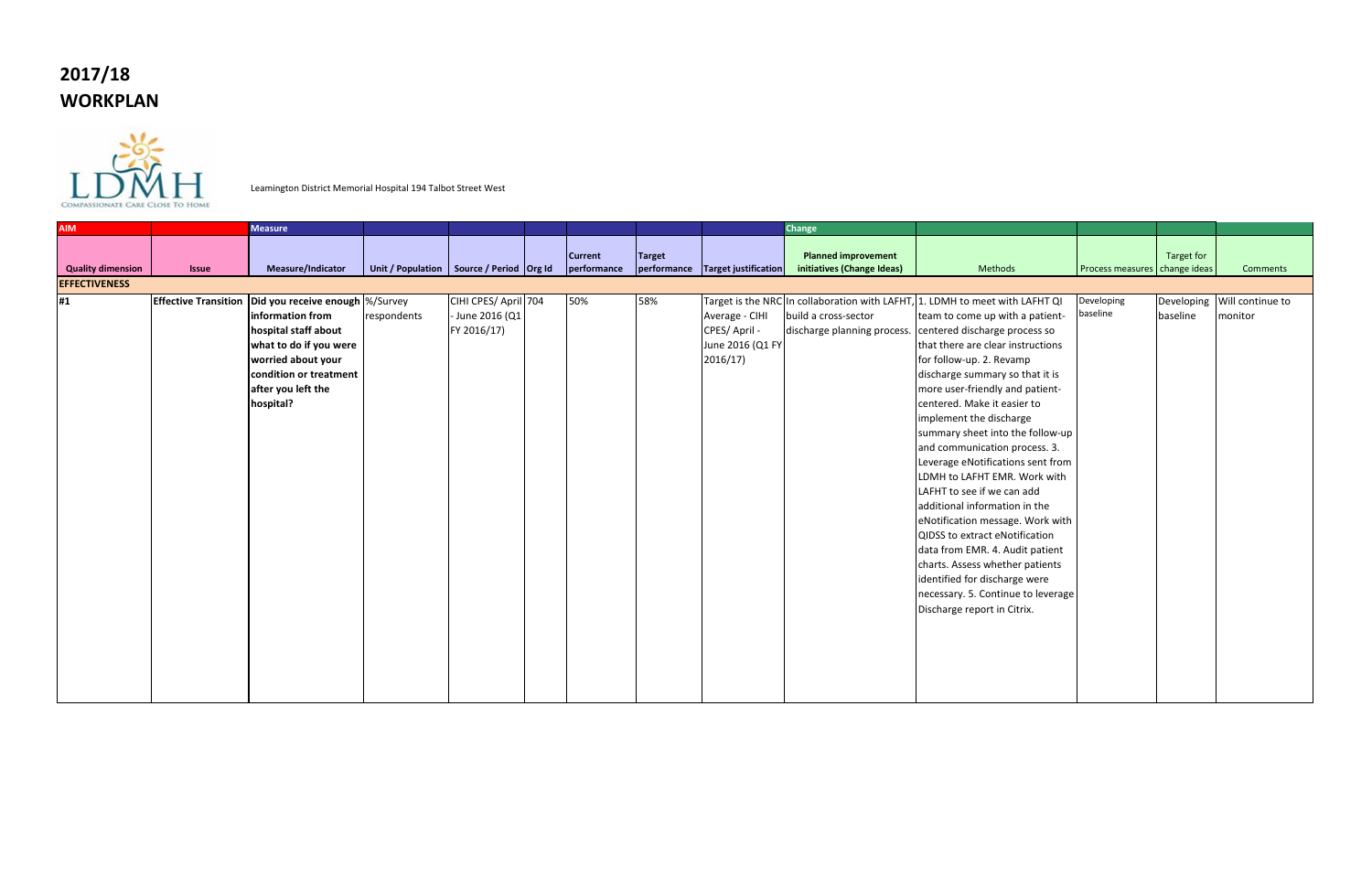# 2017/18
# WORKPLAN

Leamington District Memorial Hospital 194 Talbot Street West

| AIM | | Measure | | | | | | | Change | | | | |
|---|---|---|---|---|---|---|---|---|---|---|---|---|---|
| Quality dimension | Issue | Measure/Indicator | Unit / Population | Source / Period | Org Id | Current performance | Target performance | Target justification | Planned improvement initiatives (Change Ideas) | Methods | Process measures | Target for change ideas | Comments |
| **EFFECTIVENESS** | | | | | | | | | | | | | |
| #1 | **Effective Transition** | **Did you receive enough information from hospital staff about what to do if you were worried about your condition or treatment after you left the hospital?** | %/Survey respondents | CIHI CPES/ April - June 2016 (Q1 FY 2016/17) | 704 | 50% | 58% | Target is the NRC Average - CIHI CPES/ April - June 2016 (Q1 FY 2016/17) | In collaboration with LAFHT, build a cross-sector discharge planning process. | 1. LDMH to meet with LAFHT QI team to come up with a patient-centered discharge process so that there are clear instructions for follow-up. 2. Revamp discharge summary so that it is more user-friendly and patient-centered. Make it easier to implement the discharge summary sheet into the follow-up and communication process. 3. Leverage eNotifications sent from LDMH to LAFHT EMR. Work with LAFHT to see if we can add additional information in the eNotification message. Work with QIDSS to extract eNotification data from EMR. 4. Audit patient charts. Assess whether patients identified for discharge were necessary. 5. Continue to leverage Discharge report in Citrix. | Developing baseline | Developing baseline | Will continue to monitor |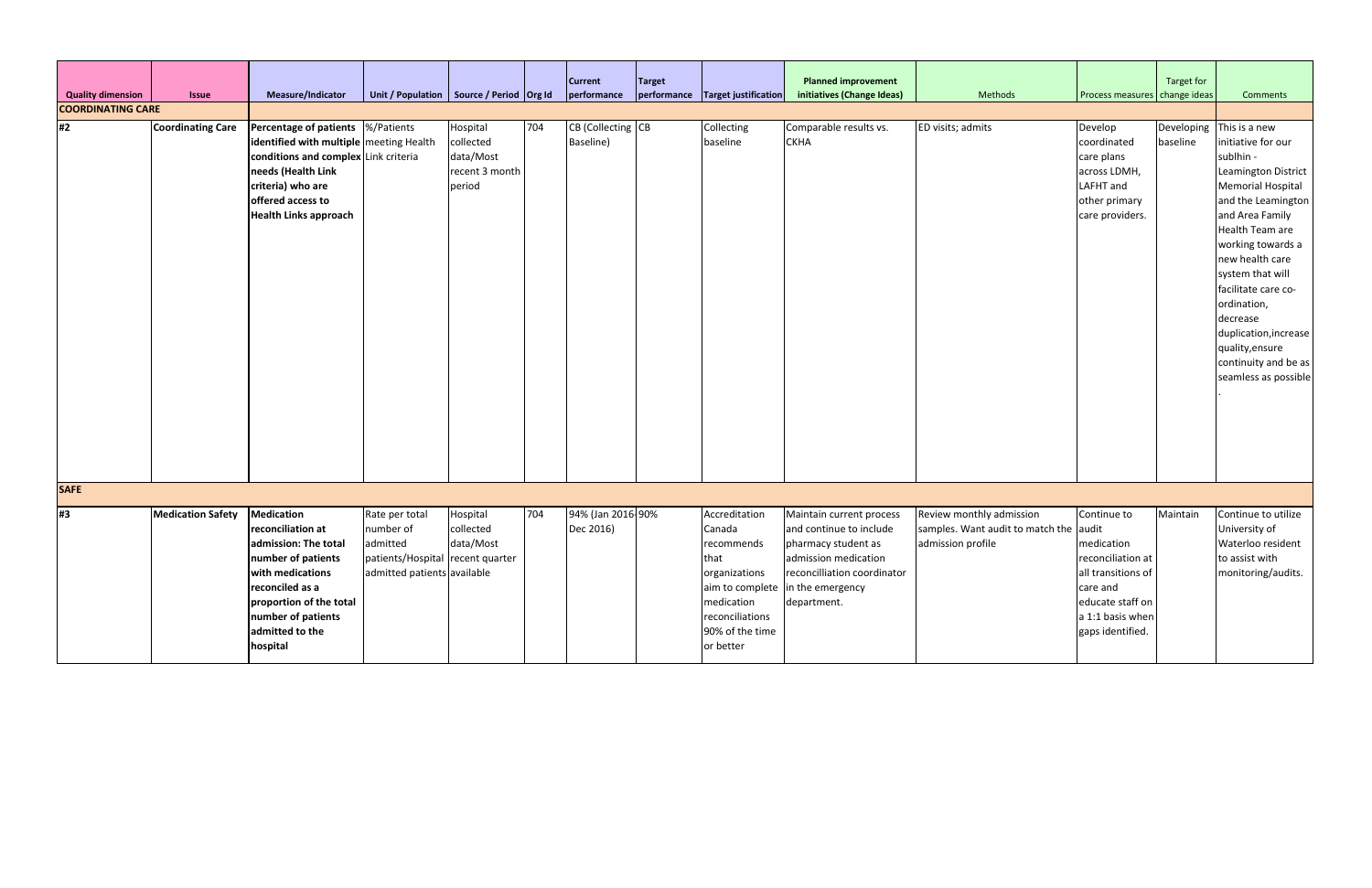| Quality dimension | Issue | Measure/Indicator | Unit / Population | Source / Period | Org Id | Current performance | Target performance | Target justification | Planned improvement initiatives (Change Ideas) | Methods | Process measures | Target for change ideas | Comments |
|---|---|---|---|---|---|---|---|---|---|---|---|---|---|
| **COORDINATING CARE** | | | | | | | | | | | | | |
| #2 | **Coordinating Care** | **Percentage of patients identified with multiple conditions and complex needs (Health Link criteria) who are offered access to Health Links approach** | %/Patients meeting Health Link criteria | Hospital collected data/Most recent 3 month period | 704 | CB (Collecting Baseline) | CB | Collecting baseline | Comparable results vs. CKHA | ED visits; admits | Develop coordinated care plans across LDMH, LAFHT and other primary care providers. | Developing baseline | This is a new initiative for our sublhin - Leamington District Memorial Hospital and the Leamington and Area Family Health Team are working towards a new health care system that will facilitate care co-ordination, decrease duplication,increase quality,ensure continuity and be as seamless as possible . |
| **SAFE** | | | | | | | | | | | | | |
| #3 | **Medication Safety** | **Medication reconciliation at admission: The total number of patients with medications reconciled as a proportion of the total number of patients admitted to the hospital** | Rate per total number of admitted patients/Hospital admitted patients | Hospital collected data/Most recent quarter available | 704 | 94% (Jan 2016-Dec 2016) | 90% | Accreditation Canada recommends that organizations aim to complete medication reconciliations 90% of the time or better | Maintain current process and continue to include pharmacy student as admission medication reconcilliation coordinator in the emergency department. | Review monthly admission samples. Want audit to match the admission profile | Continue to audit medication reconciliation at all transitions of care and educate staff on a 1:1 basis when gaps identified. | Maintain | Continue to utilize University of Waterloo resident to assist with monitoring/audits. |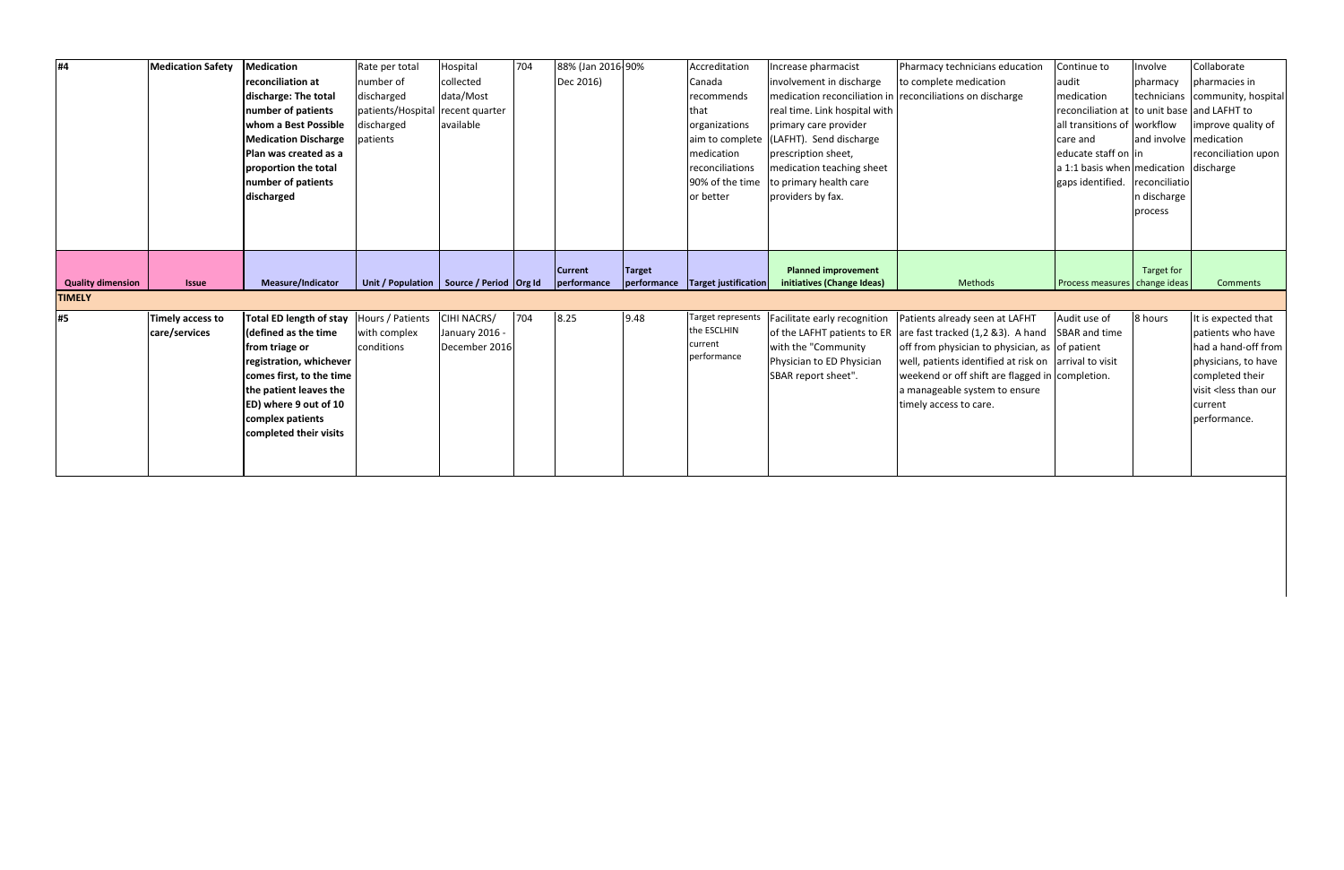| | | | | | | | | | | | | | |
|---|---|---|---|---|---|---|---|---|---|---|---|---|---|
| #4 | Medication Safety | **Medication reconciliation at discharge: The total number of patients whom a Best Possible Medication Discharge Plan was created as a proportion the total number of patients discharged** | Rate per total number of discharged patients/Hospital discharged patients | Hospital collected data/Most recent quarter available | 704 | 88% (Jan 2016-Dec 2016) | 90% | Accreditation Canada recommends that organizations aim to complete medication reconciliations 90% of the time or better | Increase pharmacist involvement in discharge medication reconciliation in real time. Link hospital with primary care provider (LAFHT). Send discharge prescription sheet, medication teaching sheet to primary health care providers by fax. | Pharmacy technicians education to complete medication reconciliations on discharge | Continue to audit medication reconciliation at all transitions of care and educate staff on a 1:1 basis when gaps identified. | Involve pharmacy technicians to unit base workflow and involve in medication reconciliation discharge process | Collaborate community pharmacies in community, hospital and LAFHT to improve quality of medication reconciliation upon discharge |
| **Quality dimension** | **Issue** | **Measure/Indicator** | **Unit / Population** | **Source / Period** | **Org Id** | **Current performance** | **Target performance** | **Target justification** | **Planned improvement initiatives (Change Ideas)** | Methods | Process measures | Target for change ideas | Comments |
| **TIMELY** | | | | | | | | | | | | | |
| #5 | **Timely access to care/services** | **Total ED length of stay (defined as the time from triage or registration, whichever comes first, to the time the patient leaves the ED) where 9 out of 10 complex patients completed their visits** | Hours / Patients with complex conditions | CIHI NACRS/ January 2016 - December 2016 | 704 | 8.25 | 9.48 | Target represents the ESCLHIN current performance | Facilitate early recognition of the LAFHT patients to ER with the "Community Physician to ED Physician SBAR report sheet". | Patients already seen at LAFHT are fast tracked (1,2 &3). A hand off from physician to physician, as well, patients identified at risk on weekend or off shift are flagged in a manageable system to ensure timely access to care. | Audit use of SBAR and time of patient arrival to visit completion. | 8 hours | It is expected that patients who have had a hand-off from physicians, to have completed their visit <less than our current performance. |